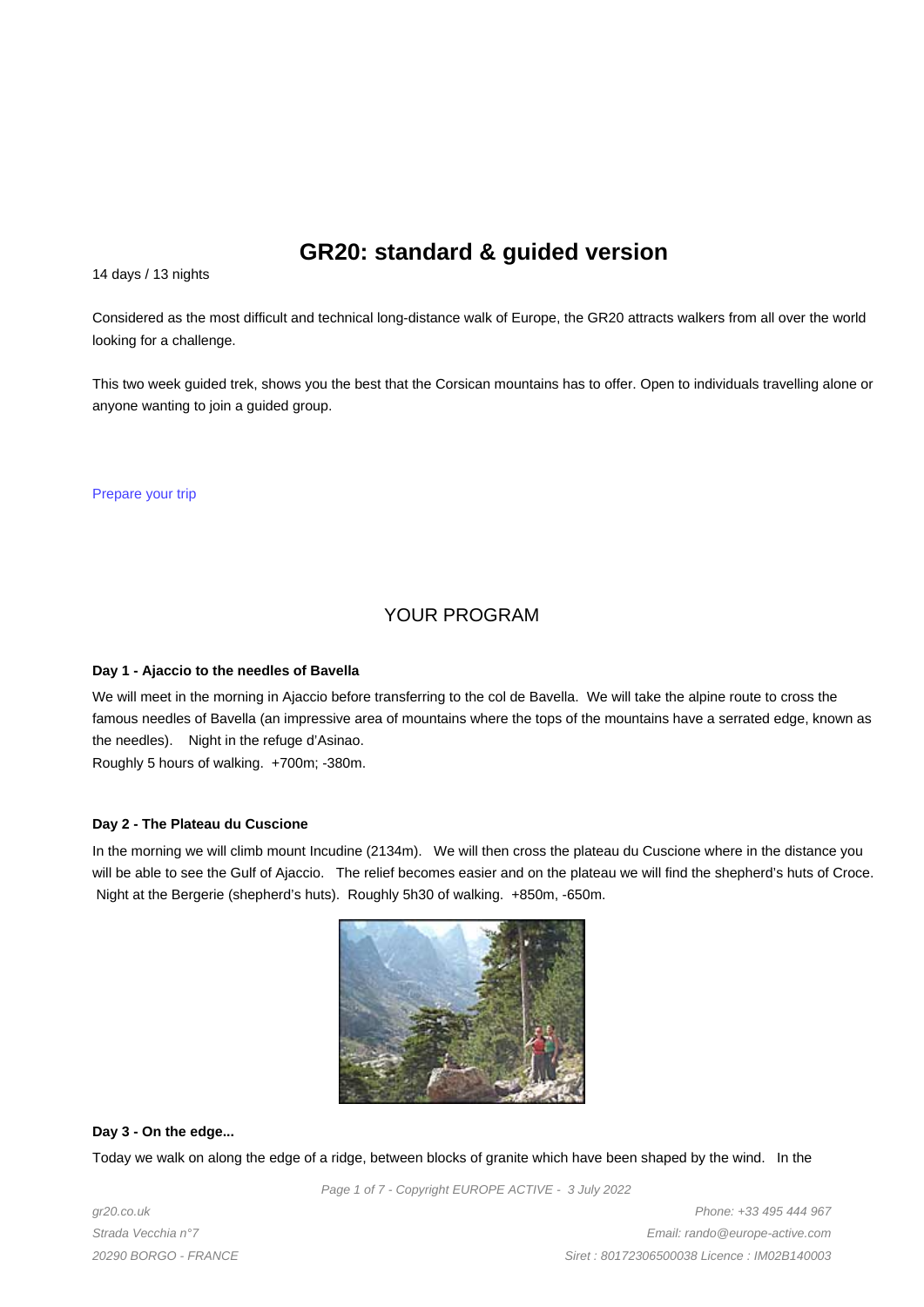# GR20: standard & guided version

14 days / 13 nights

Considered as the most difficult and technical long-distance walk of Europe, the GR20 attracts walkers from all over the world looking for a challenge.

This two week guided trek, shows you the best that the Corsican mountains has to offer. Open to individuals travelling alone or anyone wanting to join a guided group.

Prepare your trip

## YOUR PROGRAM

### Day 1 - Ajaccio to the needles of Bavella

We will meet in the morning in Ajaccio before transferring to the col de Bavella. We will take the alpine route to cross the famous needles of Bavella (an impressive area of mountains where the tops of the mountains have a serrated edge, known as the needles). Night in the refuge d'Asinao.
Roughly 5 hours of walking. +700m; -380m.

### Day 2 - The Plateau du Cuscione

In the morning we will climb mount Incudine (2134m). We will then cross the plateau du Cuscione where in the distance you will be able to see the Gulf of Ajaccio. The relief becomes easier and on the plateau we will find the shepherd's huts of Croce. Night at the Bergerie (shepherd's huts). Roughly 5h30 of walking. +850m, -650m.

### Day 3 - On the edge...

Today we walk on along the edge of a ridge, between blocks of granite which have been shaped by the wind. In the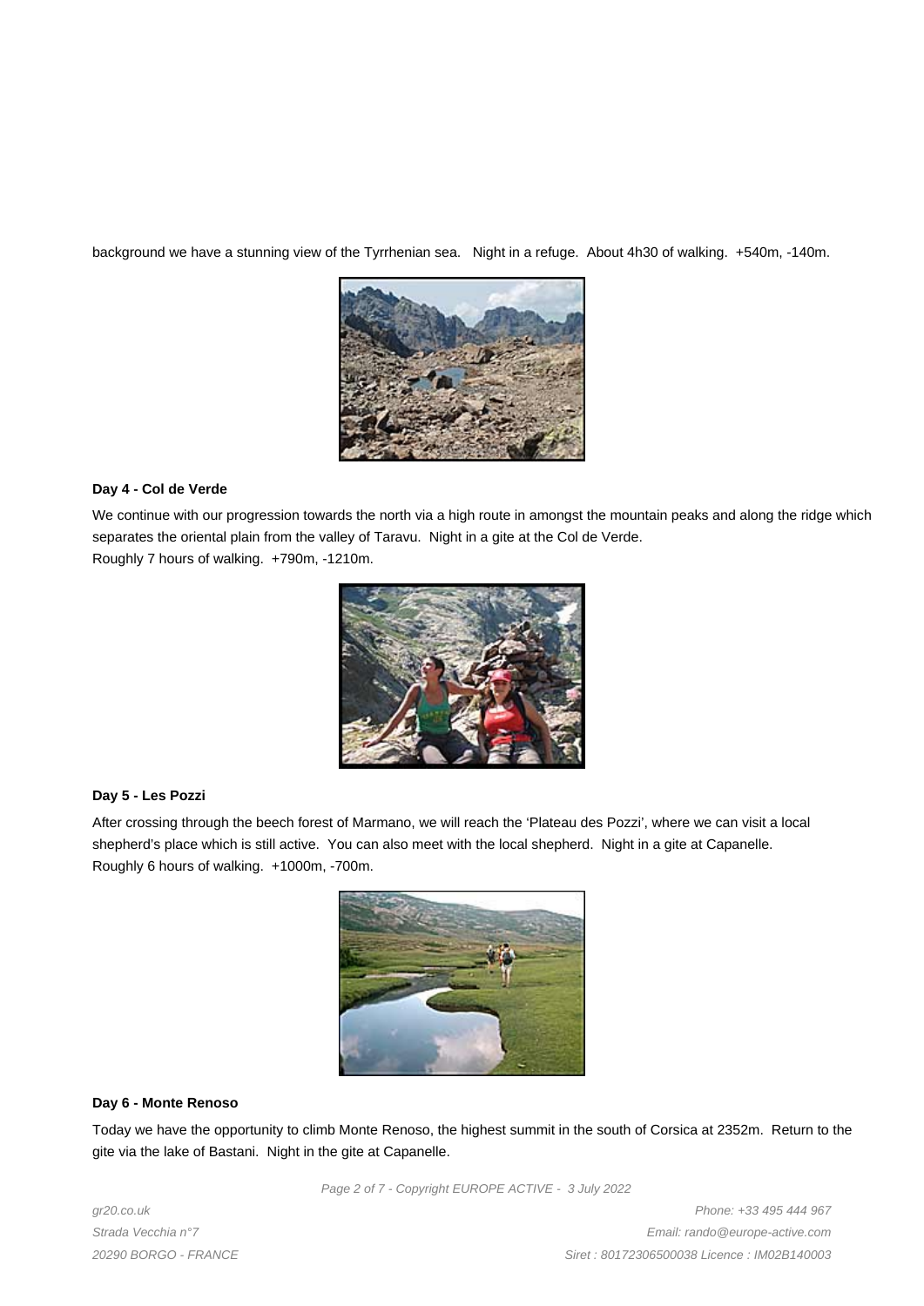background we have a stunning view of the Tyrrhenian sea. Night in a refuge. About 4h30 of walking. +540m, -140m.

**Day 4 - Col de Verde**

We continue with our progression towards the north via a high route in amongst the mountain peaks and along the ridge which separates the oriental plain from the valley of Taravu. Night in a gite at the Col de Verde.
Roughly 7 hours of walking. +790m, -1210m.

**Day 5 - Les Pozzi**

After crossing through the beech forest of Marmano, we will reach the 'Plateau des Pozzi', where we can visit a local shepherd's place which is still active. You can also meet with the local shepherd. Night in a gite at Capanelle.
Roughly 6 hours of walking. +1000m, -700m.

**Day 6 - Monte Renoso**

Today we have the opportunity to climb Monte Renoso, the highest summit in the south of Corsica at 2352m. Return to the gite via the lake of Bastani. Night in the gite at Capanelle.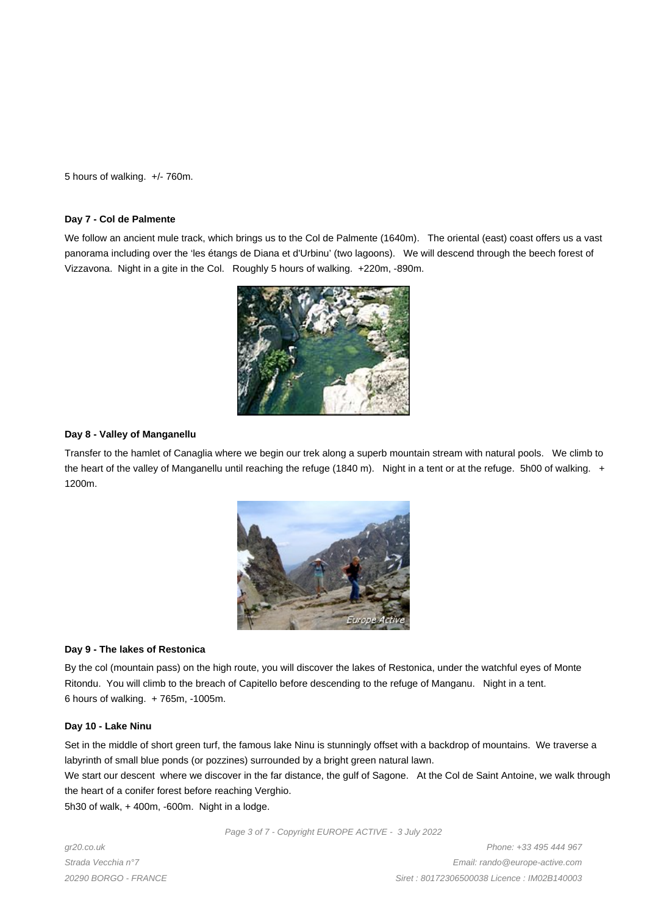5 hours of walking.  +/- 760m.

### Day 7 - Col de Palmente

We follow an ancient mule track, which brings us to the Col de Palmente (1640m).   The oriental (east) coast offers us a vast panorama including over the 'les étangs de Diana et d'Urbinu' (two lagoons).   We will descend through the beech forest of Vizzavona.  Night in a gite in the Col.   Roughly 5 hours of walking.  +220m, -890m.

### Day 8 - Valley of Manganellu

Transfer to the hamlet of Canaglia where we begin our trek along a superb mountain stream with natural pools.   We climb to the heart of the valley of Manganellu until reaching the refuge (1840 m).   Night in a tent or at the refuge.  5h00 of walking.   + 1200m.

### Day 9 - The lakes of Restonica

By the col (mountain pass) on the high route, you will discover the lakes of Restonica, under the watchful eyes of Monte Ritondu.  You will climb to the breach of Capitello before descending to the refuge of Manganu.   Night in a tent.
6 hours of walking.  + 765m, -1005m.

### Day 10 - Lake Ninu

Set in the middle of short green turf, the famous lake Ninu is stunningly offset with a backdrop of mountains.  We traverse a labyrinth of small blue ponds (or pozzines) surrounded by a bright green natural lawn.
We start our descent  where we discover in the far distance, the gulf of Sagone.   At the Col de Saint Antoine, we walk through the heart of a conifer forest before reaching Verghio.
5h30 of walk, + 400m, -600m.  Night in a lodge.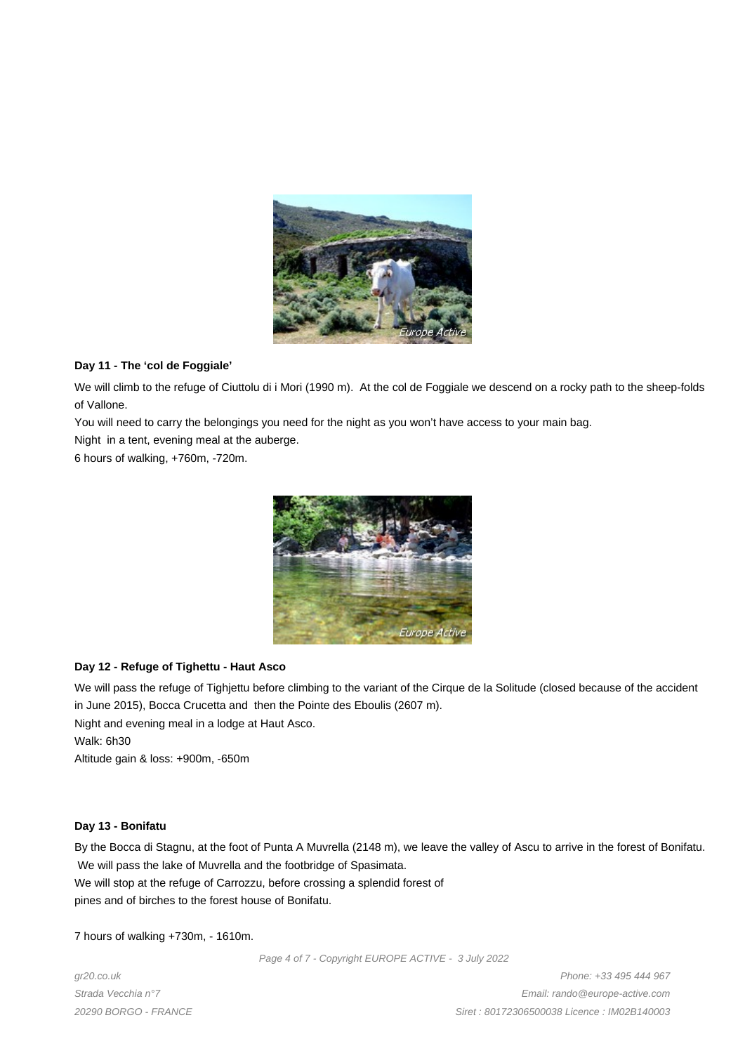**Day 11 - The 'col de Foggiale'**

We will climb to the refuge of Ciuttolu di i Mori (1990 m). At the col de Foggiale we descend on a rocky path to the sheep-folds of Vallone.

You will need to carry the belongings you need for the night as you won't have access to your main bag.

Night in a tent, evening meal at the auberge.

6 hours of walking, +760m, -720m.

**Day 12 - Refuge of Tighettu - Haut Asco**

We will pass the refuge of Tighjettu before climbing to the variant of the Cirque de la Solitude (closed because of the accident in June 2015), Bocca Crucetta and then the Pointe des Eboulis (2607 m).

Night and evening meal in a lodge at Haut Asco.

Walk: 6h30

Altitude gain & loss: +900m, -650m

**Day 13 - Bonifatu**

By the Bocca di Stagnu, at the foot of Punta A Muvrella (2148 m), we leave the valley of Ascu to arrive in the forest of Bonifatu. We will pass the lake of Muvrella and the footbridge of Spasimata.

We will stop at the refuge of Carrozzu, before crossing a splendid forest of pines and of birches to the forest house of Bonifatu.

7 hours of walking +730m, - 1610m.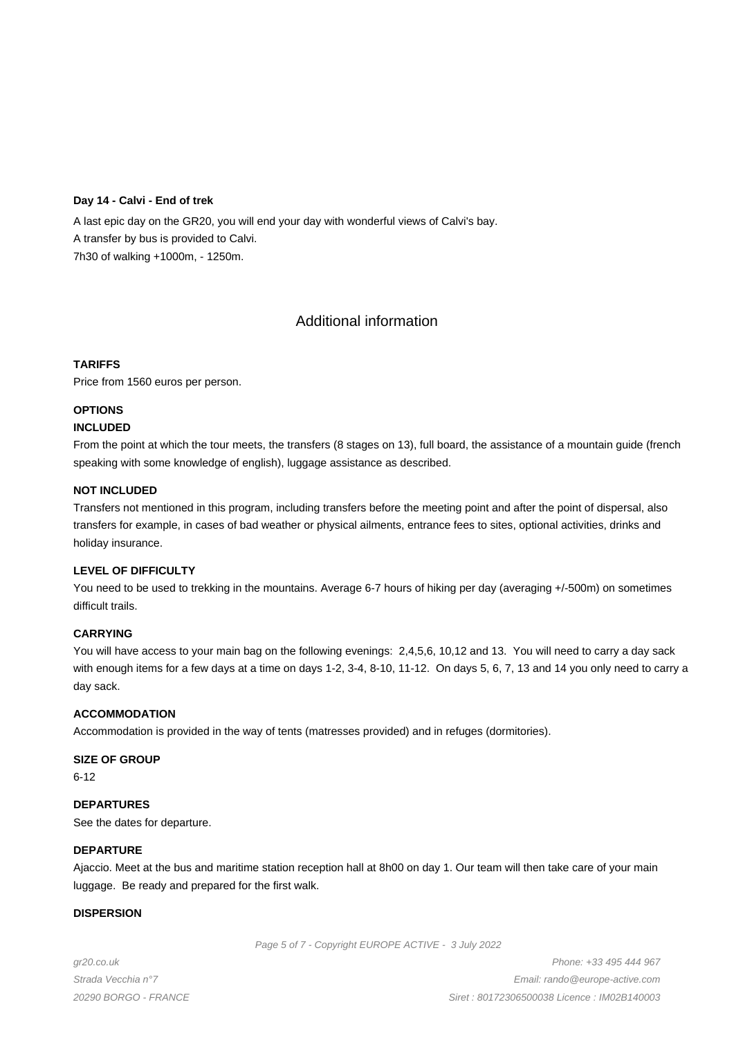**Day 14 - Calvi - End of trek**

A last epic day on the GR20, you will end your day with wonderful views of Calvi's bay.
A transfer by bus is provided to Calvi.
7h30 of walking +1000m, - 1250m.

## Additional information

**TARIFFS**

Price from 1560 euros per person.

**OPTIONS**

**INCLUDED**

From the point at which the tour meets, the transfers (8 stages on 13), full board, the assistance of a mountain guide (french speaking with some knowledge of english), luggage assistance as described.

**NOT INCLUDED**

Transfers not mentioned in this program, including transfers before the meeting point and after the point of dispersal, also transfers for example, in cases of bad weather or physical ailments, entrance fees to sites, optional activities, drinks and holiday insurance.

**LEVEL OF DIFFICULTY**

You need to be used to trekking in the mountains. Average 6-7 hours of hiking per day (averaging +/-500m) on sometimes difficult trails.

**CARRYING**

You will have access to your main bag on the following evenings: 2,4,5,6, 10,12 and 13. You will need to carry a day sack with enough items for a few days at a time on days 1-2, 3-4, 8-10, 11-12. On days 5, 6, 7, 13 and 14 you only need to carry a day sack.

**ACCOMMODATION**

Accommodation is provided in the way of tents (matresses provided) and in refuges (dormitories).

**SIZE OF GROUP**

6-12

**DEPARTURES**

See the dates for departure.

**DEPARTURE**

Ajaccio. Meet at the bus and maritime station reception hall at 8h00 on day 1. Our team will then take care of your main luggage. Be ready and prepared for the first walk.

**DISPERSION**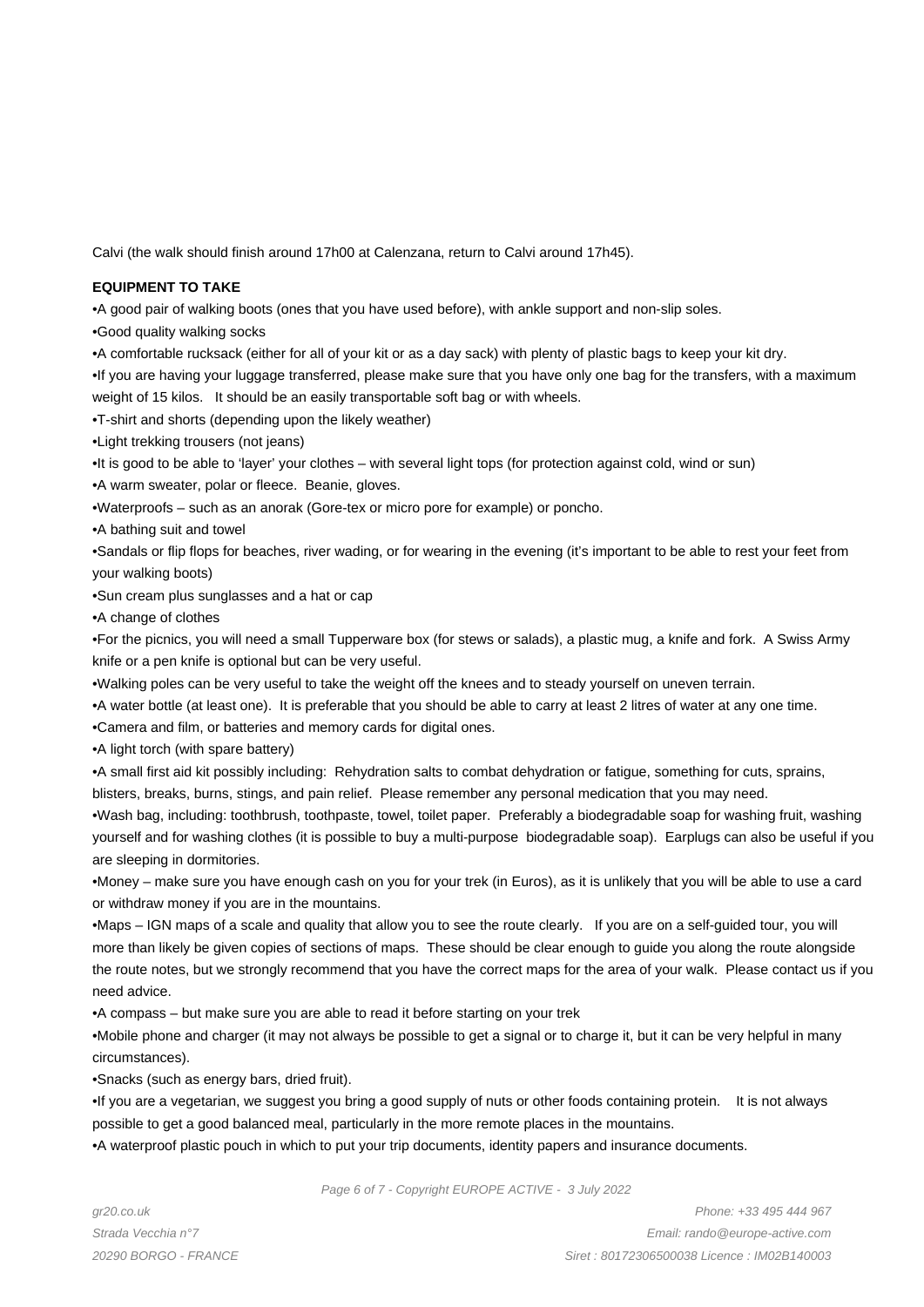Calvi (the walk should finish around 17h00 at Calenzana, return to Calvi around 17h45).

**EQUIPMENT TO TAKE**

- A good pair of walking boots (ones that you have used before), with ankle support and non-slip soles.
- Good quality walking socks
- A comfortable rucksack (either for all of your kit or as a day sack) with plenty of plastic bags to keep your kit dry.
- If you are having your luggage transferred, please make sure that you have only one bag for the transfers, with a maximum weight of 15 kilos. It should be an easily transportable soft bag or with wheels.
- T-shirt and shorts (depending upon the likely weather)
- Light trekking trousers (not jeans)
- It is good to be able to 'layer' your clothes – with several light tops (for protection against cold, wind or sun)
- A warm sweater, polar or fleece. Beanie, gloves.
- Waterproofs – such as an anorak (Gore-tex or micro pore for example) or poncho.
- A bathing suit and towel
- Sandals or flip flops for beaches, river wading, or for wearing in the evening (it's important to be able to rest your feet from your walking boots)
- Sun cream plus sunglasses and a hat or cap
- A change of clothes
- For the picnics, you will need a small Tupperware box (for stews or salads), a plastic mug, a knife and fork. A Swiss Army knife or a pen knife is optional but can be very useful.
- Walking poles can be very useful to take the weight off the knees and to steady yourself on uneven terrain.
- A water bottle (at least one). It is preferable that you should be able to carry at least 2 litres of water at any one time.
- Camera and film, or batteries and memory cards for digital ones.
- A light torch (with spare battery)
- A small first aid kit possibly including: Rehydration salts to combat dehydration or fatigue, something for cuts, sprains, blisters, breaks, burns, stings, and pain relief. Please remember any personal medication that you may need.
- Wash bag, including: toothbrush, toothpaste, towel, toilet paper. Preferably a biodegradable soap for washing fruit, washing yourself and for washing clothes (it is possible to buy a multi-purpose biodegradable soap). Earplugs can also be useful if you are sleeping in dormitories.
- Money – make sure you have enough cash on you for your trek (in Euros), as it is unlikely that you will be able to use a card or withdraw money if you are in the mountains.
- Maps – IGN maps of a scale and quality that allow you to see the route clearly. If you are on a self-guided tour, you will more than likely be given copies of sections of maps. These should be clear enough to guide you along the route alongside the route notes, but we strongly recommend that you have the correct maps for the area of your walk. Please contact us if you need advice.
- A compass – but make sure you are able to read it before starting on your trek
- Mobile phone and charger (it may not always be possible to get a signal or to charge it, but it can be very helpful in many circumstances).
- Snacks (such as energy bars, dried fruit).
- If you are a vegetarian, we suggest you bring a good supply of nuts or other foods containing protein. It is not always possible to get a good balanced meal, particularly in the more remote places in the mountains.
- A waterproof plastic pouch in which to put your trip documents, identity papers and insurance documents.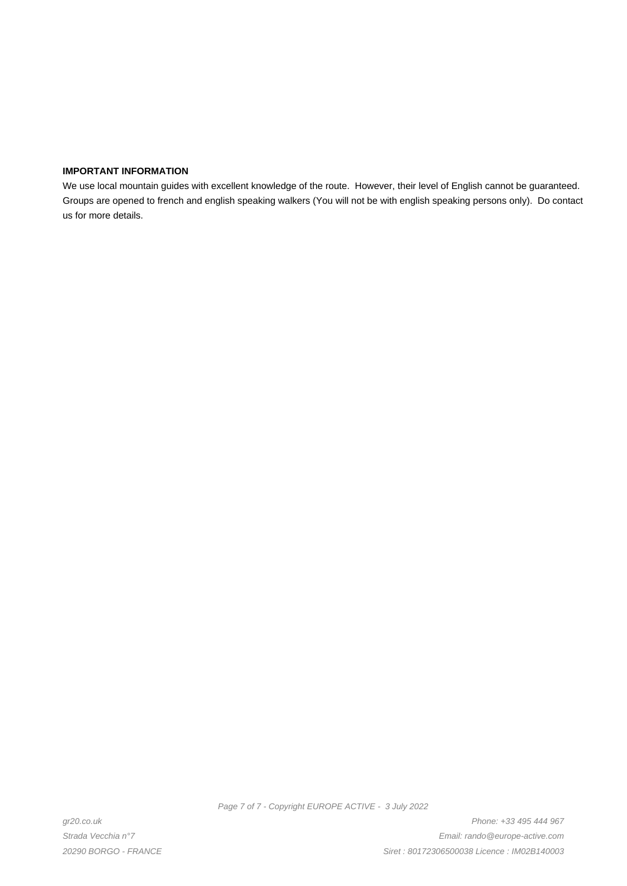**IMPORTANT INFORMATION**

We use local mountain guides with excellent knowledge of the route. However, their level of English cannot be guaranteed. Groups are opened to french and english speaking walkers (You will not be with english speaking persons only). Do contact us for more details.